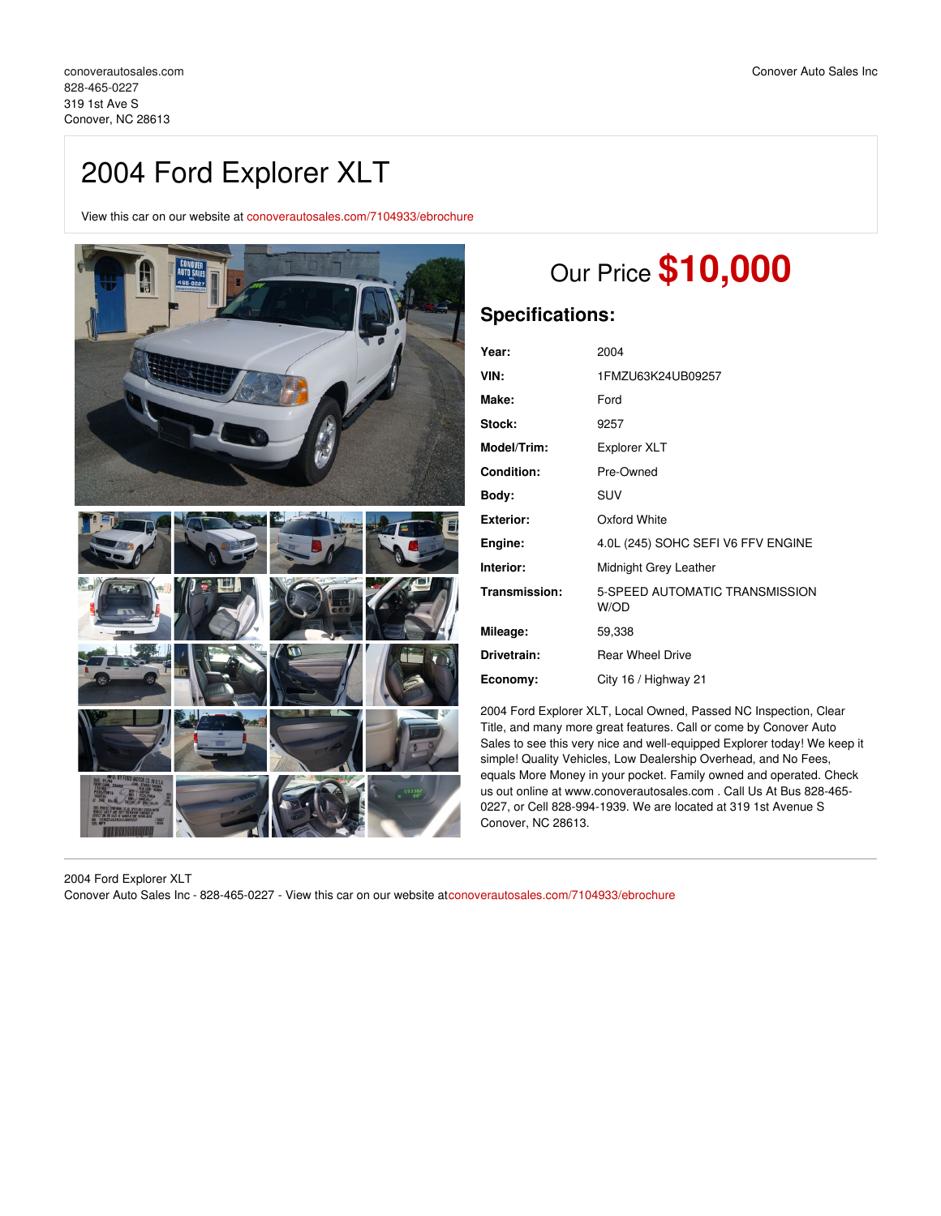conoverautosales.com
828-465-0227
319 1st Ave S
Conover, NC 28613

Conover Auto Sales Inc

# 2004 Ford Explorer XLT

View this car on our website at conoverautosales.com/7104933/ebrochure

## Our Price **$10,000**

## Specifications:

| | |
|---|---|
| **Year:** | 2004 |
| **VIN:** | 1FMZU63K24UB09257 |
| **Make:** | Ford |
| **Stock:** | 9257 |
| **Model/Trim:** | Explorer XLT |
| **Condition:** | Pre-Owned |
| **Body:** | SUV |
| **Exterior:** | Oxford White |
| **Engine:** | 4.0L (245) SOHC SEFI V6 FFV ENGINE |
| **Interior:** | Midnight Grey Leather |
| **Transmission:** | 5-SPEED AUTOMATIC TRANSMISSION W/OD |
| **Mileage:** | 59,338 |
| **Drivetrain:** | Rear Wheel Drive |
| **Economy:** | City 16 / Highway 21 |

2004 Ford Explorer XLT, Local Owned, Passed NC Inspection, Clear Title, and many more great features. Call or come by Conover Auto Sales to see this very nice and well-equipped Explorer today! We keep it simple! Quality Vehicles, Low Dealership Overhead, and No Fees, equals More Money in your pocket. Family owned and operated. Check us out online at www.conoverautosales.com . Call Us At Bus 828-465-0227, or Cell 828-994-1939. We are located at 319 1st Avenue S Conover, NC 28613.

2004 Ford Explorer XLT
Conover Auto Sales Inc - 828-465-0227 - View this car on our website atconoverautosales.com/7104933/ebrochure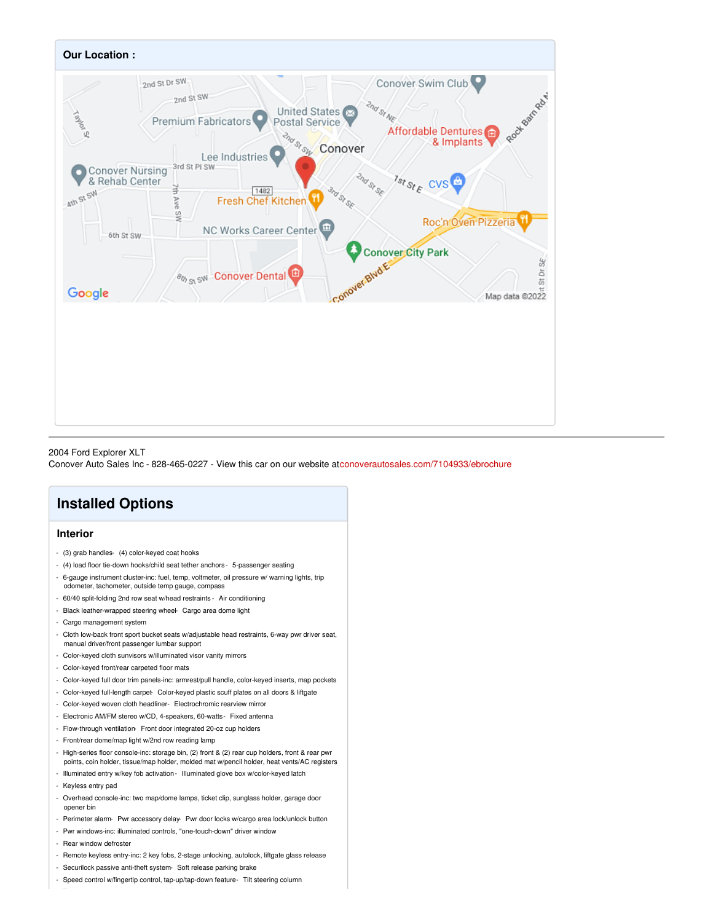## Our Location :

2004 Ford Explorer XLT
Conover Auto Sales Inc - 828-465-0227 - View this car on our website atconoverautosales.com/7104933/ebrochure

# Installed Options

### Interior

- (3) grab handles- (4) color-keyed coat hooks
- (4) load floor tie-down hooks/child seat tether anchors - 5-passenger seating
- 6-gauge instrument cluster-inc: fuel, temp, voltmeter, oil pressure w/ warning lights, trip odometer, tachometer, outside temp gauge, compass
- 60/40 split-folding 2nd row seat w/head restraints - Air conditioning
- Black leather-wrapped steering wheel- Cargo area dome light
- Cargo management system
- Cloth low-back front sport bucket seats w/adjustable head restraints, 6-way pwr driver seat, manual driver/front passenger lumbar support
- Color-keyed cloth sunvisors w/illuminated visor vanity mirrors
- Color-keyed front/rear carpeted floor mats
- Color-keyed full door trim panels-inc: armrest/pull handle, color-keyed inserts, map pockets
- Color-keyed full-length carpet- Color-keyed plastic scuff plates on all doors & liftgate
- Color-keyed woven cloth headliner- Electrochromic rearview mirror
- Electronic AM/FM stereo w/CD, 4-speakers, 60-watts - Fixed antenna
- Flow-through ventilation- Front door integrated 20-oz cup holders
- Front/rear dome/map light w/2nd row reading lamp
- High-series floor console-inc: storage bin, (2) front & (2) rear cup holders, front & rear pwr points, coin holder, tissue/map holder, molded mat w/pencil holder, heat vents/AC registers
- Illuminated entry w/key fob activation - Illuminated glove box w/color-keyed latch
- Keyless entry pad
- Overhead console-inc: two map/dome lamps, ticket clip, sunglass holder, garage door opener bin
- Perimeter alarm- Pwr accessory delay- Pwr door locks w/cargo area lock/unlock button
- Pwr windows-inc: illuminated controls, "one-touch-down" driver window
- Rear window defroster
- Remote keyless entry-inc: 2 key fobs, 2-stage unlocking, autolock, liftgate glass release
- Securilock passive anti-theft system- Soft release parking brake
- Speed control w/fingertip control, tap-up/tap-down feature- Tilt steering column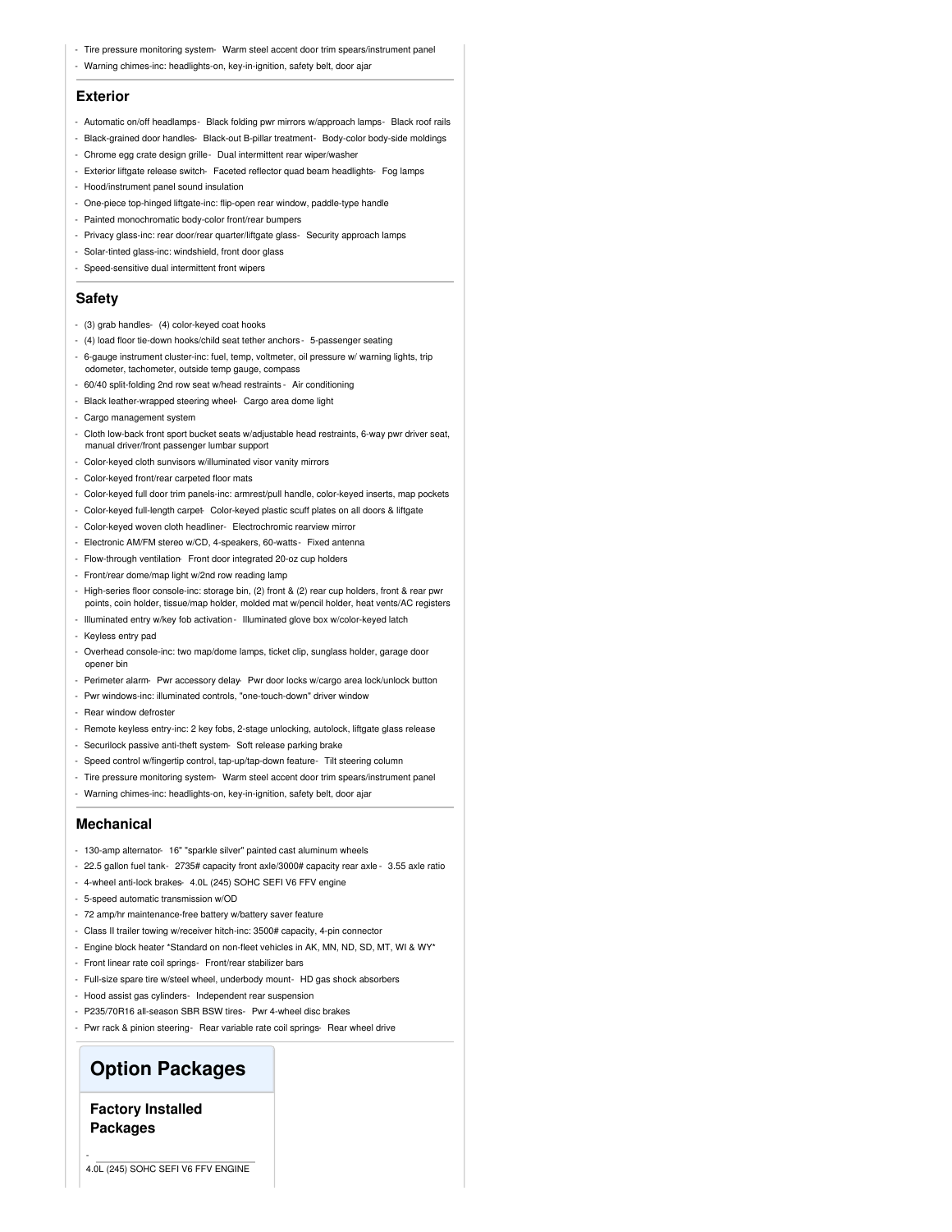- Tire pressure monitoring system- Warm steel accent door trim spears/instrument panel
- Warning chimes-inc: headlights-on, key-in-ignition, safety belt, door ajar

## Exterior

- Automatic on/off headlamps- Black folding pwr mirrors w/approach lamps- Black roof rails
- Black-grained door handles- Black-out B-pillar treatment- Body-color body-side moldings
- Chrome egg crate design grille- Dual intermittent rear wiper/washer
- Exterior liftgate release switch- Faceted reflector quad beam headlights- Fog lamps
- Hood/instrument panel sound insulation
- One-piece top-hinged liftgate-inc: flip-open rear window, paddle-type handle
- Painted monochromatic body-color front/rear bumpers
- Privacy glass-inc: rear door/rear quarter/liftgate glass- Security approach lamps
- Solar-tinted glass-inc: windshield, front door glass
- Speed-sensitive dual intermittent front wipers

## Safety

- (3) grab handles- (4) color-keyed coat hooks
- (4) load floor tie-down hooks/child seat tether anchors- 5-passenger seating
- 6-gauge instrument cluster-inc: fuel, temp, voltmeter, oil pressure w/ warning lights, trip odometer, tachometer, outside temp gauge, compass
- 60/40 split-folding 2nd row seat w/head restraints- Air conditioning
- Black leather-wrapped steering wheel- Cargo area dome light
- Cargo management system
- Cloth low-back front sport bucket seats w/adjustable head restraints, 6-way pwr driver seat, manual driver/front passenger lumbar support
- Color-keyed cloth sunvisors w/illuminated visor vanity mirrors
- Color-keyed front/rear carpeted floor mats
- Color-keyed full door trim panels-inc: armrest/pull handle, color-keyed inserts, map pockets
- Color-keyed full-length carpet- Color-keyed plastic scuff plates on all doors & liftgate
- Color-keyed woven cloth headliner- Electrochromic rearview mirror
- Electronic AM/FM stereo w/CD, 4-speakers, 60-watts- Fixed antenna
- Flow-through ventilation- Front door integrated 20-oz cup holders
- Front/rear dome/map light w/2nd row reading lamp
- High-series floor console-inc: storage bin, (2) front & (2) rear cup holders, front & rear pwr points, coin holder, tissue/map holder, molded mat w/pencil holder, heat vents/AC registers
- Illuminated entry w/key fob activation- Illuminated glove box w/color-keyed latch
- Keyless entry pad
- Overhead console-inc: two map/dome lamps, ticket clip, sunglass holder, garage door opener bin
- Perimeter alarm- Pwr accessory delay- Pwr door locks w/cargo area lock/unlock button
- Pwr windows-inc: illuminated controls, "one-touch-down" driver window
- Rear window defroster
- Remote keyless entry-inc: 2 key fobs, 2-stage unlocking, autolock, liftgate glass release
- Securilock passive anti-theft system- Soft release parking brake
- Speed control w/fingertip control, tap-up/tap-down feature- Tilt steering column
- Tire pressure monitoring system- Warm steel accent door trim spears/instrument panel
- Warning chimes-inc: headlights-on, key-in-ignition, safety belt, door ajar

## Mechanical

- 130-amp alternator- 16" "sparkle silver" painted cast aluminum wheels
- 22.5 gallon fuel tank- 2735# capacity front axle/3000# capacity rear axle- 3.55 axle ratio
- 4-wheel anti-lock brakes- 4.0L (245) SOHC SEFI V6 FFV engine
- 5-speed automatic transmission w/OD
- 72 amp/hr maintenance-free battery w/battery saver feature
- Class II trailer towing w/receiver hitch-inc: 3500# capacity, 4-pin connector
- Engine block heater *Standard on non-fleet vehicles in AK, MN, ND, SD, MT, WI & WY*
- Front linear rate coil springs- Front/rear stabilizer bars
- Full-size spare tire w/steel wheel, underbody mount- HD gas shock absorbers
- Hood assist gas cylinders- Independent rear suspension
- P235/70R16 all-season SBR BSW tires- Pwr 4-wheel disc brakes
- Pwr rack & pinion steering- Rear variable rate coil springs- Rear wheel drive

# Option Packages

### Factory Installed Packages

- 4.0L (245) SOHC SEFI V6 FFV ENGINE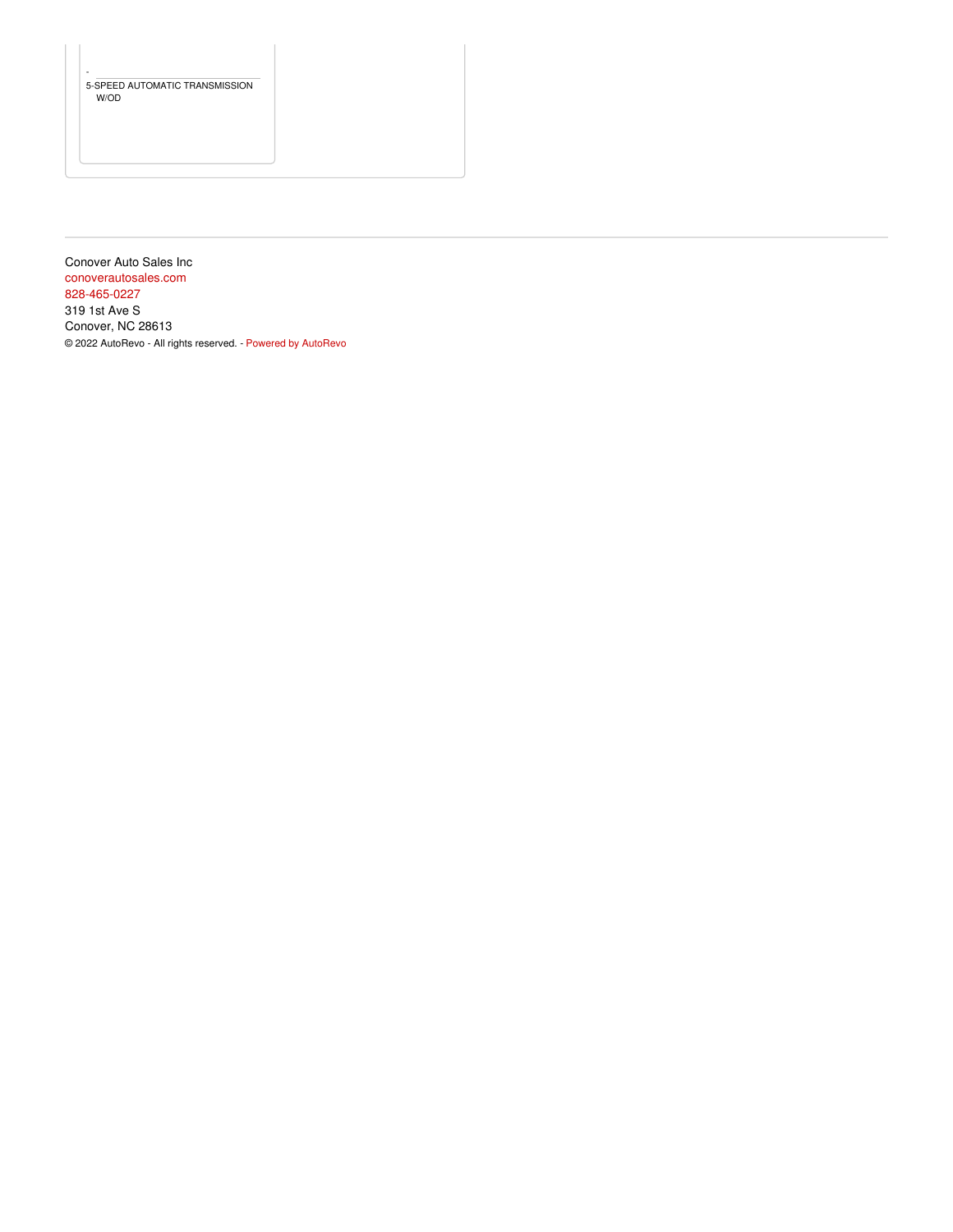-

5-SPEED AUTOMATIC TRANSMISSION W/OD

---

Conover Auto Sales Inc
conoverautosales.com
828-465-0227
319 1st Ave S
Conover, NC 28613
© 2022 AutoRevo - All rights reserved. - Powered by AutoRevo